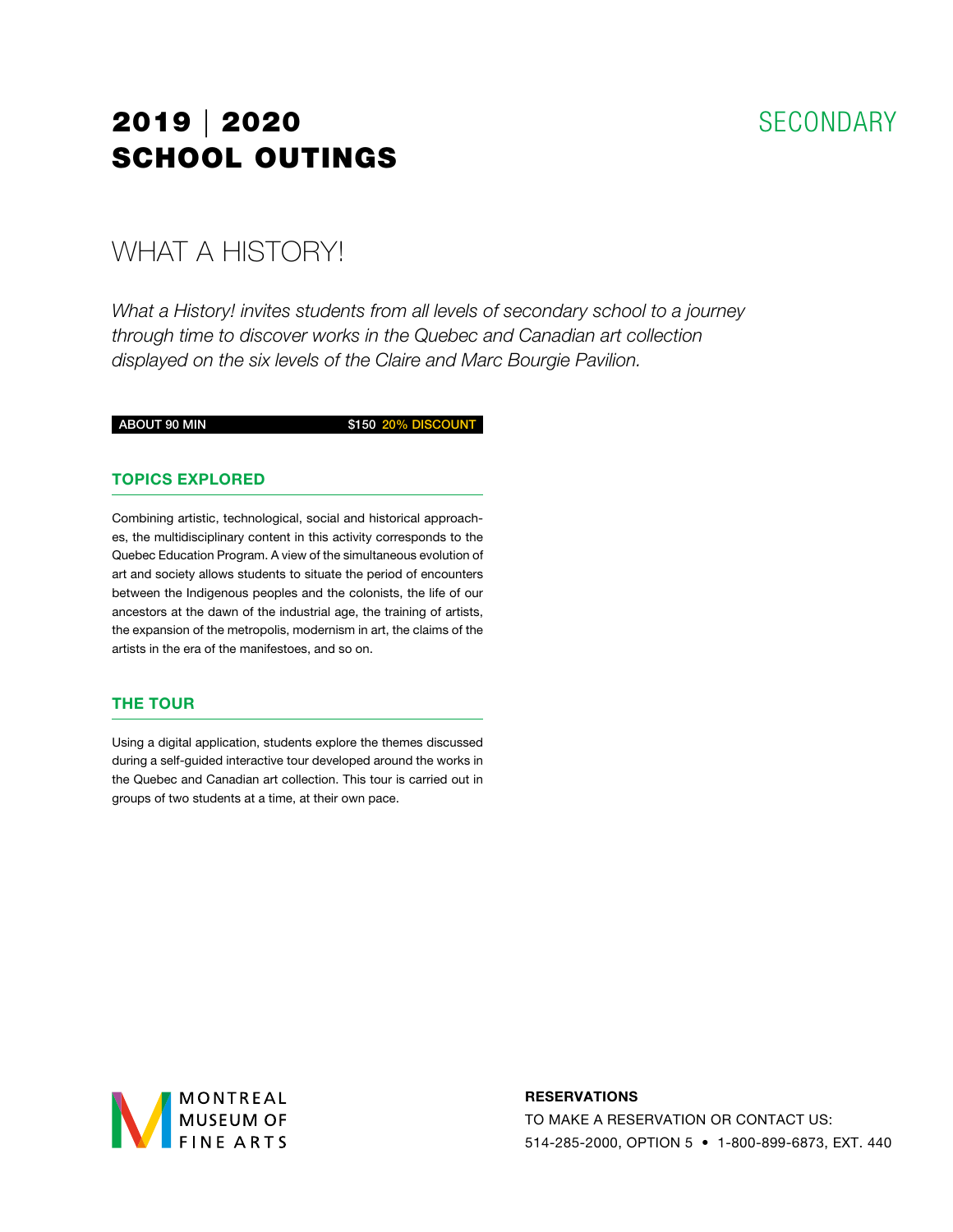# 2019 | 2020 SCHOOL OUTINGS

SECONDARY

## WHAT A HISTORY!

*What a History! invites students from all levels of secondary school to a journey through time to discover works in the Quebec and Canadian art collection displayed on the six levels of the Claire and Marc Bourgie Pavilion.*

**ABOUT 90 MIN** | **$150 20% DISCOUNT**

### TOPICS EXPLORED

Combining artistic, technological, social and historical approaches, the multidisciplinary content in this activity corresponds to the Quebec Education Program. A view of the simultaneous evolution of art and society allows students to situate the period of encounters between the Indigenous peoples and the colonists, the life of our ancestors at the dawn of the industrial age, the training of artists, the expansion of the metropolis, modernism in art, the claims of the artists in the era of the manifestoes, and so on.

### THE TOUR

Using a digital application, students explore the themes discussed during a self-guided interactive tour developed around the works in the Quebec and Canadian art collection. This tour is carried out in groups of two students at a time, at their own pace.

MONTREAL MUSEUM OF FINE ARTS

**RESERVATIONS**

TO MAKE A RESERVATION OR CONTACT US:
514-285-2000, OPTION 5 • 1-800-899-6873, EXT. 440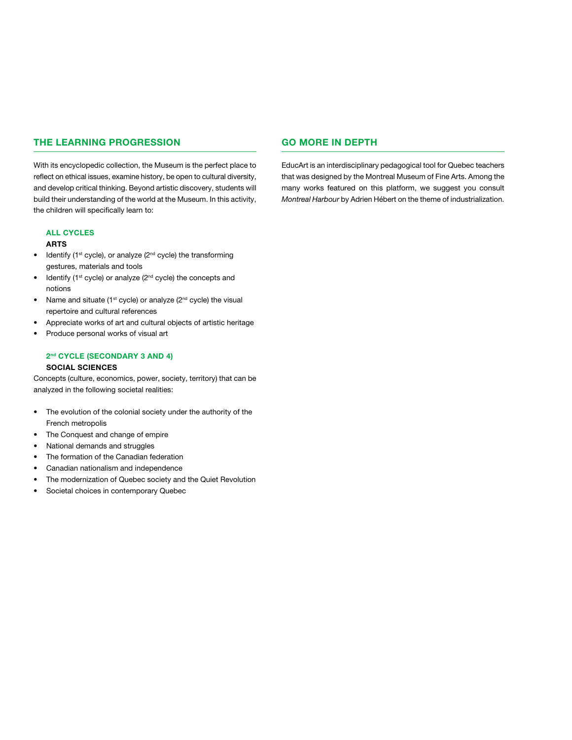## THE LEARNING PROGRESSION

With its encyclopedic collection, the Museum is the perfect place to reflect on ethical issues, examine history, be open to cultural diversity, and develop critical thinking. Beyond artistic discovery, students will build their understanding of the world at the Museum. In this activity, the children will specifically learn to:

### ALL CYCLES

**ARTS**

- Identify (1st cycle), or analyze (2nd cycle) the transforming gestures, materials and tools
- Identify (1st cycle) or analyze (2nd cycle) the concepts and notions
- Name and situate (1st cycle) or analyze (2nd cycle) the visual repertoire and cultural references
- Appreciate works of art and cultural objects of artistic heritage
- Produce personal works of visual art

### 2nd CYCLE (SECONDARY 3 AND 4)

**SOCIAL SCIENCES**

Concepts (culture, economics, power, society, territory) that can be analyzed in the following societal realities:

- The evolution of the colonial society under the authority of the French metropolis
- The Conquest and change of empire
- National demands and struggles
- The formation of the Canadian federation
- Canadian nationalism and independence
- The modernization of Quebec society and the Quiet Revolution
- Societal choices in contemporary Quebec

## GO MORE IN DEPTH

EducArt is an interdisciplinary pedagogical tool for Quebec teachers that was designed by the Montreal Museum of Fine Arts. Among the many works featured on this platform, we suggest you consult *Montreal Harbour* by Adrien Hébert on the theme of industrialization.